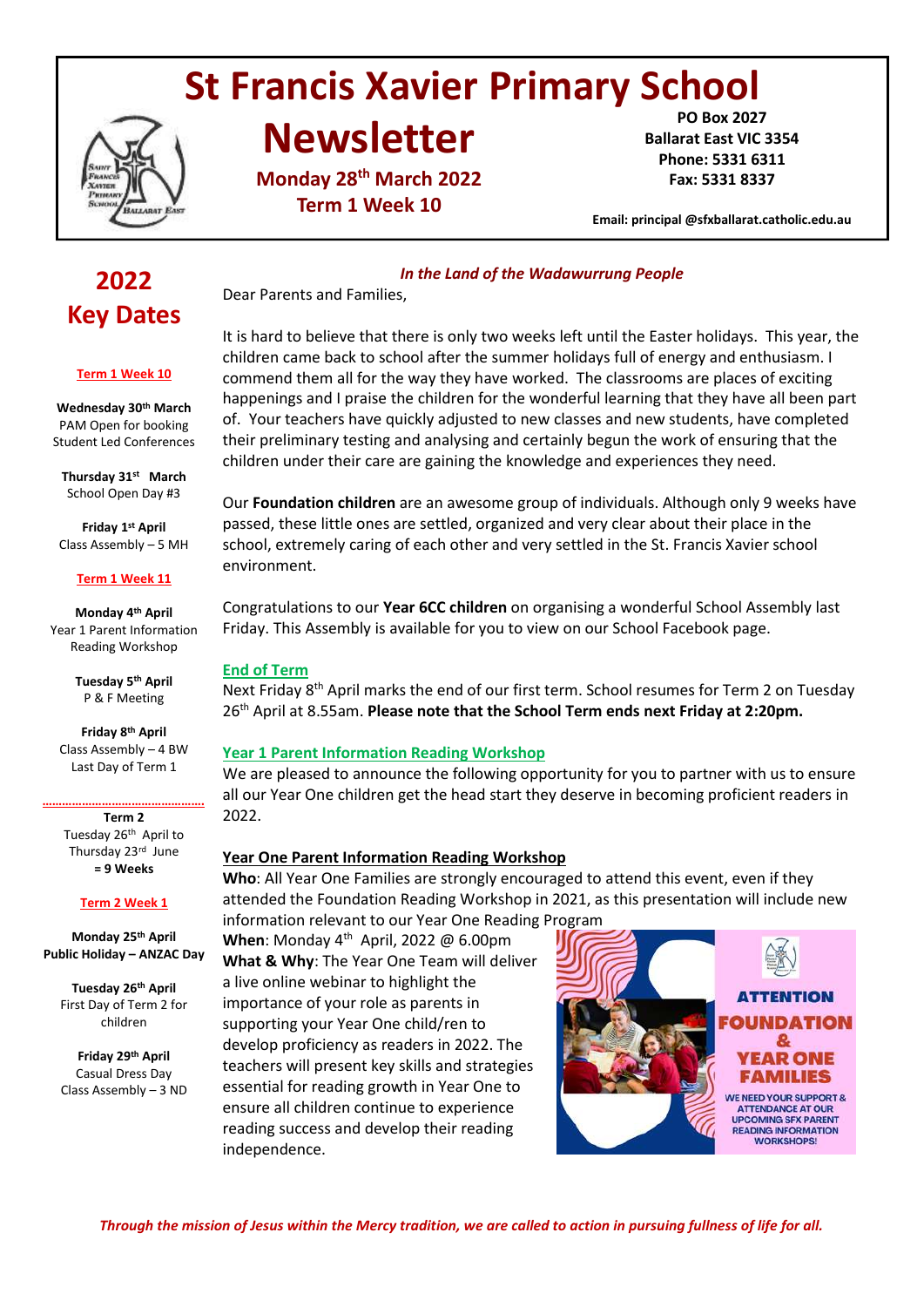# St Francis Xavier Primary School Newsletter

**Monday 28th March 2022**
**Term 1 Week 10**

**PO Box 2027**
**Ballarat East VIC 3354**
**Phone: 5331 6311**
**Fax: 5331 8337**

**Email: principal @sfxballarat.catholic.edu.au**

## 2022 Key Dates

**Term 1 Week 10**

**Wednesday 30th March**
PAM Open for booking Student Led Conferences

**Thursday 31st March**
School Open Day #3

**Friday 1st April**
Class Assembly – 5 MH

**Term 1 Week 11**

**Monday 4th April**
Year 1 Parent Information Reading Workshop

**Tuesday 5th April**
P & F Meeting

**Friday 8th April**
Class Assembly – 4 BW
Last Day of Term 1

**Term 2**
Tuesday 26th April to Thursday 23rd June
**= 9 Weeks**

**Term 2 Week 1**

**Monday 25th April**
**Public Holiday – ANZAC Day**

**Tuesday 26th April**
First Day of Term 2 for children

**Friday 29th April**
Casual Dress Day
Class Assembly – 3 ND

***In the Land of the Wadawurrung People***

Dear Parents and Families,

It is hard to believe that there is only two weeks left until the Easter holidays. This year, the children came back to school after the summer holidays full of energy and enthusiasm. I commend them all for the way they have worked. The classrooms are places of exciting happenings and I praise the children for the wonderful learning that they have all been part of. Your teachers have quickly adjusted to new classes and new students, have completed their preliminary testing and analysing and certainly begun the work of ensuring that the children under their care are gaining the knowledge and experiences they need.

Our **Foundation children** are an awesome group of individuals. Although only 9 weeks have passed, these little ones are settled, organized and very clear about their place in the school, extremely caring of each other and very settled in the St. Francis Xavier school environment.

Congratulations to our **Year 6CC children** on organising a wonderful School Assembly last Friday. This Assembly is available for you to view on our School Facebook page.

### End of Term

Next Friday 8th April marks the end of our first term. School resumes for Term 2 on Tuesday 26th April at 8.55am. **Please note that the School Term ends next Friday at 2:20pm.**

### Year 1 Parent Information Reading Workshop

We are pleased to announce the following opportunity for you to partner with us to ensure all our Year One children get the head start they deserve in becoming proficient readers in 2022.

**Year One Parent Information Reading Workshop**

**Who**: All Year One Families are strongly encouraged to attend this event, even if they attended the Foundation Reading Workshop in 2021, as this presentation will include new information relevant to our Year One Reading Program

**When**: Monday 4th April, 2022 @ 6.00pm

**What & Why**: The Year One Team will deliver a live online webinar to highlight the importance of your role as parents in supporting your Year One child/ren to develop proficiency as readers in 2022. The teachers will present key skills and strategies essential for reading growth in Year One to ensure all children continue to experience reading success and develop their reading independence.

ATTENTION FOUNDATION & YEAR ONE FAMILIES
WE NEED YOUR SUPPORT & ATTENDANCE AT OUR UPCOMING SFX PARENT READING INFORMATION WORKSHOPS!

*Through the mission of Jesus within the Mercy tradition, we are called to action in pursuing fullness of life for all.*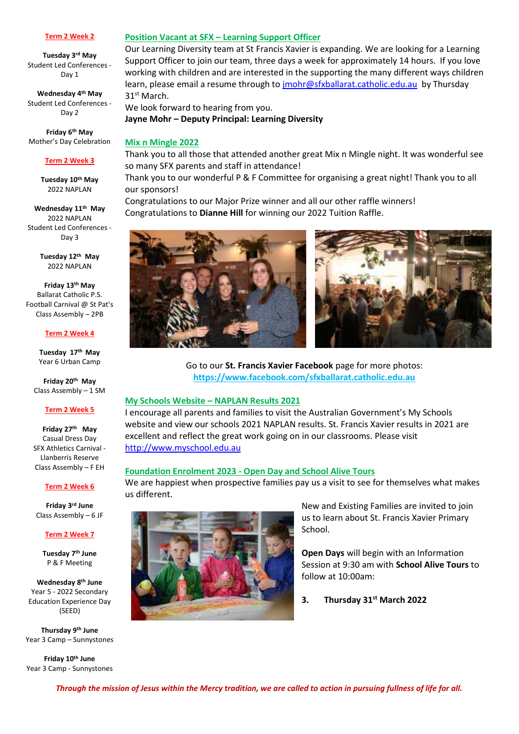**Term 2 Week 2**

**Tuesday 3rd May**
Student Led Conferences - Day 1

**Wednesday 4th May**
Student Led Conferences - Day 2

**Friday 6th May**
Mother's Day Celebration

**Term 2 Week 3**

**Tuesday 10th May**
2022 NAPLAN

**Wednesday 11th May**
2022 NAPLAN
Student Led Conferences - Day 3

**Tuesday 12th May**
2022 NAPLAN

**Friday 13th May**
Ballarat Catholic P.S. Football Carnival @ St Pat's
Class Assembly – 2PB

**Term 2 Week 4**

**Tuesday 17th May**
Year 6 Urban Camp

**Friday 20th May**
Class Assembly – 1 SM

**Term 2 Week 5**

**Friday 27th May**
Casual Dress Day
SFX Athletics Carnival - Llanberris Reserve
Class Assembly – F EH

**Term 2 Week 6**

**Friday 3rd June**
Class Assembly – 6 JF

**Term 2 Week 7**

**Tuesday 7th June**
P & F Meeting

**Wednesday 8th June**
Year 5 - 2022 Secondary Education Experience Day (SEED)

**Thursday 9th June**
Year 3 Camp – Sunnystones

**Friday 10th June**
Year 3 Camp - Sunnystones

## Position Vacant at SFX – Learning Support Officer

Our Learning Diversity team at St Francis Xavier is expanding. We are looking for a Learning Support Officer to join our team, three days a week for approximately 14 hours. If you love working with children and are interested in the supporting the many different ways children learn, please email a resume through to jmohr@sfxballarat.catholic.edu.au by Thursday 31st March.

We look forward to hearing from you.

**Jayne Mohr – Deputy Principal: Learning Diversity**

## Mix n Mingle 2022

Thank you to all those that attended another great Mix n Mingle night. It was wonderful see so many SFX parents and staff in attendance!

Thank you to our wonderful P & F Committee for organising a great night! Thank you to all our sponsors!

Congratulations to our Major Prize winner and all our other raffle winners!

Congratulations to **Dianne Hill** for winning our 2022 Tuition Raffle.

Go to our **St. Francis Xavier Facebook** page for more photos:
**https://www.facebook.com/sfxballarat.catholic.edu.au**

## My Schools Website – NAPLAN Results 2021

I encourage all parents and families to visit the Australian Government's My Schools website and view our schools 2021 NAPLAN results. St. Francis Xavier results in 2021 are excellent and reflect the great work going on in our classrooms. Please visit http://www.myschool.edu.au

## Foundation Enrolment 2023 - Open Day and School Alive Tours

We are happiest when prospective families pay us a visit to see for themselves what makes us different.

New and Existing Families are invited to join us to learn about St. Francis Xavier Primary School.

**Open Days** will begin with an Information Session at 9:30 am with **School Alive Tours** to follow at 10:00am:

3. **Thursday 31st March 2022**

*Through the mission of Jesus within the Mercy tradition, we are called to action in pursuing fullness of life for all.*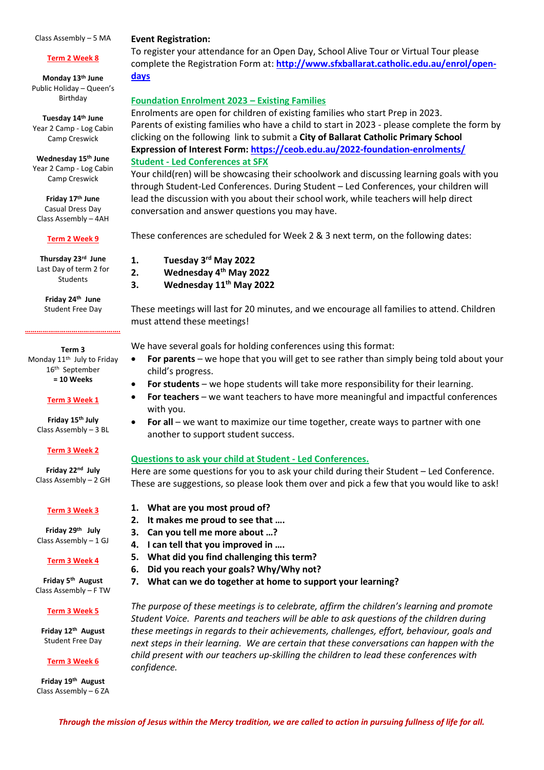Class Assembly – 5 MA

**Term 2 Week 8**

**Monday 13th June**
Public Holiday – Queen's Birthday

**Tuesday 14th June**
Year 2 Camp - Log Cabin Camp Creswick

**Wednesday 15th June**
Year 2 Camp - Log Cabin Camp Creswick

**Friday 17th June**
Casual Dress Day
Class Assembly – 4AH

**Term 2 Week 9**

**Thursday 23rd June**
Last Day of term 2 for Students

**Friday 24th June**
Student Free Day

---

**Term 3**
Monday 11th July to Friday 16th September
**= 10 Weeks**

**Term 3 Week 1**

**Friday 15th July**
Class Assembly – 3 BL

**Term 3 Week 2**

**Friday 22nd July**
Class Assembly – 2 GH

**Term 3 Week 3**

**Friday 29th July**
Class Assembly – 1 GJ

**Term 3 Week 4**

**Friday 5th August**
Class Assembly – F TW

**Term 3 Week 5**

**Friday 12th August**
Student Free Day

**Term 3 Week 6**

**Friday 19th August**
Class Assembly – 6 ZA

**Event Registration:**

To register your attendance for an Open Day, School Alive Tour or Virtual Tour please complete the Registration Form at: **http://www.sfxballarat.catholic.edu.au/enrol/open-days**

## Foundation Enrolment 2023 – Existing Families

Enrolments are open for children of existing families who start Prep in 2023.
Parents of existing families who have a child to start in 2023 - please complete the form by clicking on the following link to submit a **City of Ballarat Catholic Primary School Expression of Interest Form: https://ceob.edu.au/2022-foundation-enrolments/**

## Student - Led Conferences at SFX

Your child(ren) will be showcasing their schoolwork and discussing learning goals with you through Student-Led Conferences. During Student – Led Conferences, your children will lead the discussion with you about their school work, while teachers will help direct conversation and answer questions you may have.

These conferences are scheduled for Week 2 & 3 next term, on the following dates:

1. **Tuesday 3rd May 2022**
2. **Wednesday 4th May 2022**
3. **Wednesday 11th May 2022**

These meetings will last for 20 minutes, and we encourage all families to attend. Children must attend these meetings!

We have several goals for holding conferences using this format:

- **For parents** – we hope that you will get to see rather than simply being told about your child's progress.
- **For students** – we hope students will take more responsibility for their learning.
- **For teachers** – we want teachers to have more meaningful and impactful conferences with you.
- **For all** – we want to maximize our time together, create ways to partner with one another to support student success.

## Questions to ask your child at Student - Led Conferences.

Here are some questions for you to ask your child during their Student – Led Conference. These are suggestions, so please look them over and pick a few that you would like to ask!

1. **What are you most proud of?**
2. **It makes me proud to see that ….**
3. **Can you tell me more about …?**
4. **I can tell that you improved in ….**
5. **What did you find challenging this term?**
6. **Did you reach your goals? Why/Why not?**
7. **What can we do together at home to support your learning?**

*The purpose of these meetings is to celebrate, affirm the children's learning and promote Student Voice. Parents and teachers will be able to ask questions of the children during these meetings in regards to their achievements, challenges, effort, behaviour, goals and next steps in their learning. We are certain that these conversations can happen with the child present with our teachers up-skilling the children to lead these conferences with confidence.*

***Through the mission of Jesus within the Mercy tradition, we are called to action in pursuing fullness of life for all.***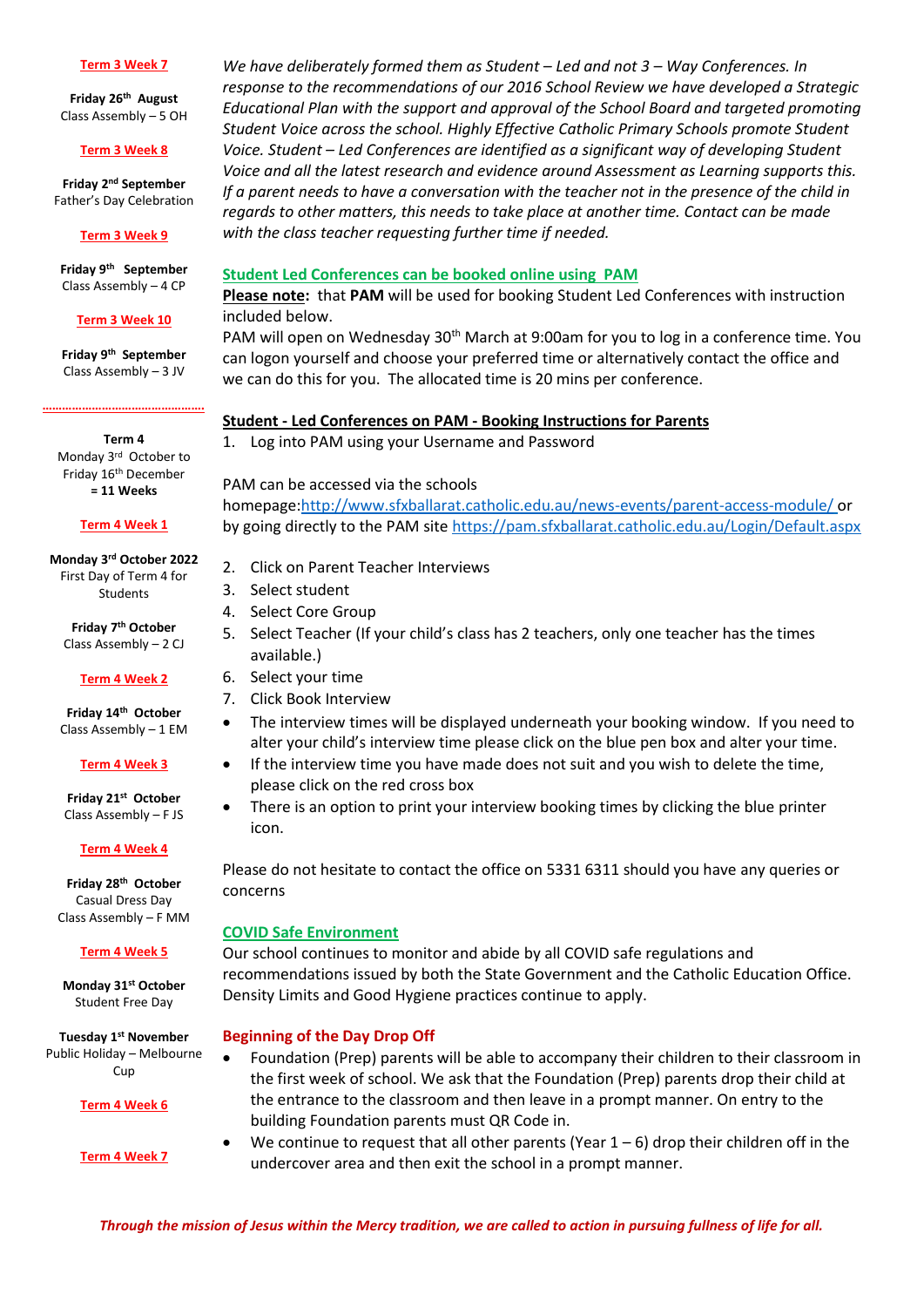**Term 3 Week 7**

**Friday 26th August**
Class Assembly – 5 OH

**Term 3 Week 8**

**Friday 2nd September**
Father's Day Celebration

**Term 3 Week 9**

**Friday 9th September**
Class Assembly – 4 CP

**Term 3 Week 10**

**Friday 9th September**
Class Assembly – 3 JV

**Term 4**
Monday 3rd October to Friday 16th December
**= 11 Weeks**

**Term 4 Week 1**

**Monday 3rd October 2022**
First Day of Term 4 for Students

**Friday 7th October**
Class Assembly – 2 CJ

**Term 4 Week 2**

**Friday 14th October**
Class Assembly – 1 EM

**Term 4 Week 3**

**Friday 21st October**
Class Assembly – F JS

**Term 4 Week 4**

**Friday 28th October**
Casual Dress Day
Class Assembly – F MM

**Term 4 Week 5**

**Monday 31st October**
Student Free Day

**Tuesday 1st November**
Public Holiday – Melbourne Cup

**Term 4 Week 6**

**Term 4 Week 7**

*We have deliberately formed them as Student – Led and not 3 – Way Conferences. In response to the recommendations of our 2016 School Review we have developed a Strategic Educational Plan with the support and approval of the School Board and targeted promoting Student Voice across the school. Highly Effective Catholic Primary Schools promote Student Voice. Student – Led Conferences are identified as a significant way of developing Student Voice and all the latest research and evidence around Assessment as Learning supports this. If a parent needs to have a conversation with the teacher not in the presence of the child in regards to other matters, this needs to take place at another time. Contact can be made with the class teacher requesting further time if needed.*

## Student Led Conferences can be booked online using PAM

**Please note:** that **PAM** will be used for booking Student Led Conferences with instruction included below.

PAM will open on Wednesday 30th March at 9:00am for you to log in a conference time. You can logon yourself and choose your preferred time or alternatively contact the office and we can do this for you. The allocated time is 20 mins per conference.

## Student - Led Conferences on PAM - Booking Instructions for Parents

1. Log into PAM using your Username and Password

PAM can be accessed via the schools homepage:http://www.sfxballarat.catholic.edu.au/news-events/parent-access-module/ or by going directly to the PAM site https://pam.sfxballarat.catholic.edu.au/Login/Default.aspx

2. Click on Parent Teacher Interviews
3. Select student
4. Select Core Group
5. Select Teacher (If your child's class has 2 teachers, only one teacher has the times available.)
6. Select your time
7. Click Book Interview

- The interview times will be displayed underneath your booking window. If you need to alter your child's interview time please click on the blue pen box and alter your time.
- If the interview time you have made does not suit and you wish to delete the time, please click on the red cross box
- There is an option to print your interview booking times by clicking the blue printer icon.

Please do not hesitate to contact the office on 5331 6311 should you have any queries or concerns

## COVID Safe Environment

Our school continues to monitor and abide by all COVID safe regulations and recommendations issued by both the State Government and the Catholic Education Office. Density Limits and Good Hygiene practices continue to apply.

## Beginning of the Day Drop Off

- Foundation (Prep) parents will be able to accompany their children to their classroom in the first week of school. We ask that the Foundation (Prep) parents drop their child at the entrance to the classroom and then leave in a prompt manner. On entry to the building Foundation parents must QR Code in.
- We continue to request that all other parents (Year 1 – 6) drop their children off in the undercover area and then exit the school in a prompt manner.

***Through the mission of Jesus within the Mercy tradition, we are called to action in pursuing fullness of life for all.***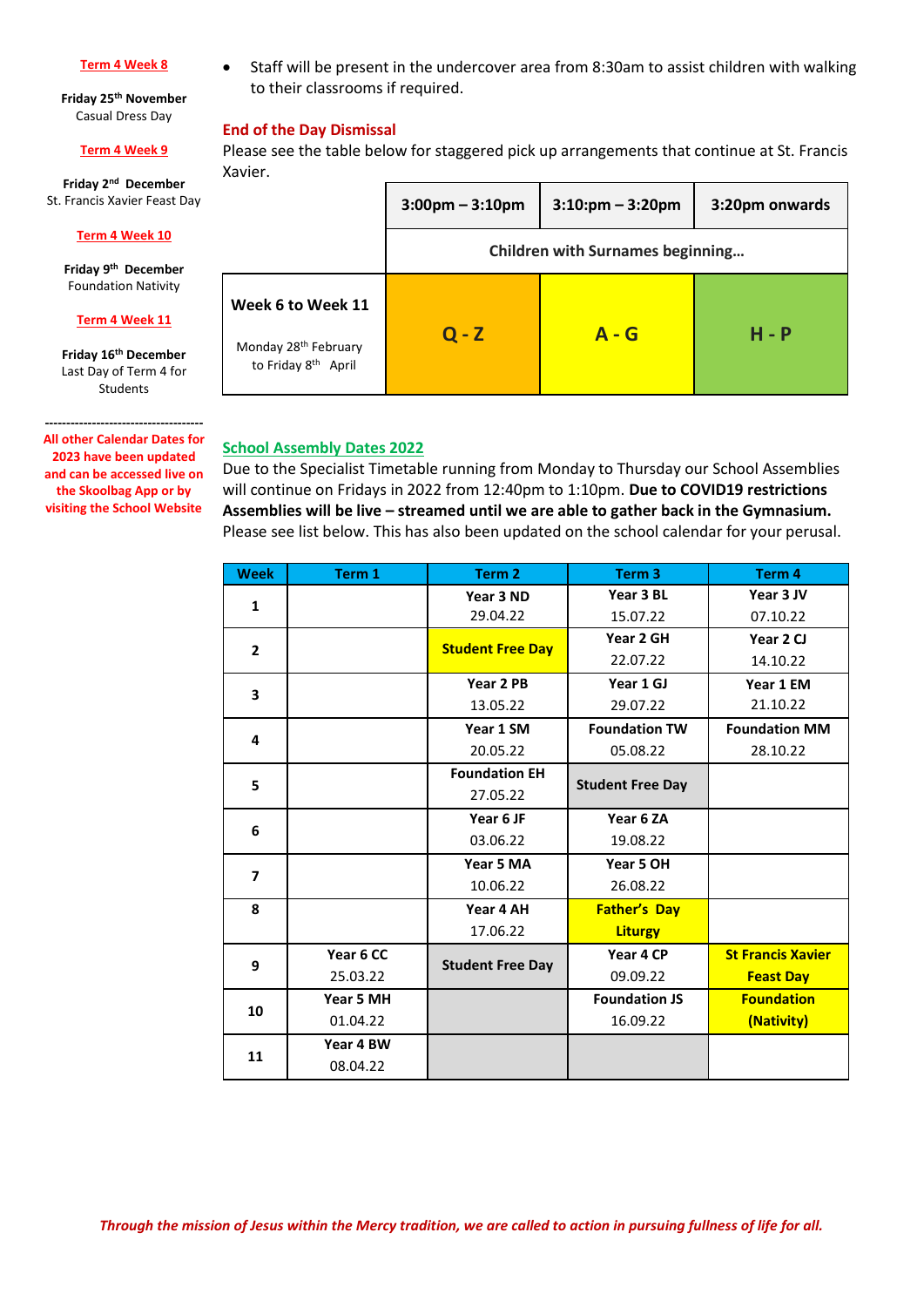Term 4 Week 8

**Friday 25th November**
Casual Dress Day

Term 4 Week 9

**Friday 2nd December**
St. Francis Xavier Feast Day

Term 4 Week 10

**Friday 9th December**
Foundation Nativity

Term 4 Week 11

**Friday 16th December**
Last Day of Term 4 for Students

---

**All other Calendar Dates for 2023 have been updated and can be accessed live on the Skoolbag App or by visiting the School Website**

- Staff will be present in the undercover area from 8:30am to assist children with walking to their classrooms if required.

## End of the Day Dismissal

Please see the table below for staggered pick up arrangements that continue at St. Francis Xavier.

| | 3:00pm – 3:10pm | 3:10pm – 3:20pm | 3:20pm onwards |
|---|---|---|---|
| | Children with Surnames beginning… | | |
| **Week 6 to Week 11** Monday 28th February to Friday 8th April | Q - Z | A - G | H - P |

## School Assembly Dates 2022

Due to the Specialist Timetable running from Monday to Thursday our School Assemblies will continue on Fridays in 2022 from 12:40pm to 1:10pm. **Due to COVID19 restrictions Assemblies will be live – streamed until we are able to gather back in the Gymnasium.** Please see list below. This has also been updated on the school calendar for your perusal.

| Week | Term 1 | Term 2 | Term 3 | Term 4 |
|---|---|---|---|---|
| 1 | | Year 3 ND 29.04.22 | Year 3 BL 15.07.22 | Year 3 JV 07.10.22 |
| 2 | | Student Free Day | Year 2 GH 22.07.22 | Year 2 CJ 14.10.22 |
| 3 | | Year 2 PB 13.05.22 | Year 1 GJ 29.07.22 | Year 1 EM 21.10.22 |
| 4 | | Year 1 SM 20.05.22 | Foundation TW 05.08.22 | Foundation MM 28.10.22 |
| 5 | | Foundation EH 27.05.22 | Student Free Day | |
| 6 | | Year 6 JF 03.06.22 | Year 6 ZA 19.08.22 | |
| 7 | | Year 5 MA 10.06.22 | Year 5 OH 26.08.22 | |
| 8 | | Year 4 AH 17.06.22 | Father's Day Liturgy | |
| 9 | Year 6 CC 25.03.22 | Student Free Day | Year 4 CP 09.09.22 | St Francis Xavier Feast Day |
| 10 | Year 5 MH 01.04.22 | | Foundation JS 16.09.22 | Foundation (Nativity) |
| 11 | Year 4 BW 08.04.22 | | | |

*Through the mission of Jesus within the Mercy tradition, we are called to action in pursuing fullness of life for all.*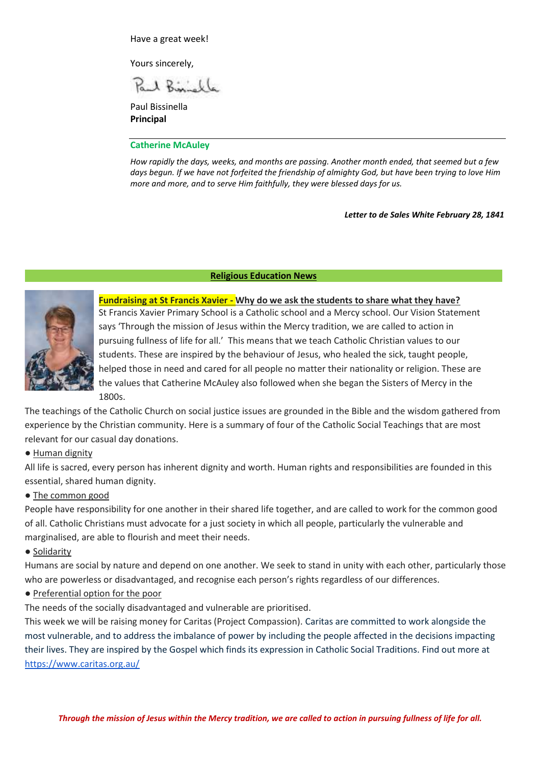Have a great week!

Yours sincerely,

Paul Bissinella
**Principal**

**Catherine McAuley**

*How rapidly the days, weeks, and months are passing. Another month ended, that seemed but a few days begun. If we have not forfeited the friendship of almighty God, but have been trying to love Him more and more, and to serve Him faithfully, they were blessed days for us.*

***Letter to de Sales White February 28, 1841***

## Religious Education News

**Fundraising at St Francis Xavier - Why do we ask the students to share what they have?**

St Francis Xavier Primary School is a Catholic school and a Mercy school. Our Vision Statement says 'Through the mission of Jesus within the Mercy tradition, we are called to action in pursuing fullness of life for all.' This means that we teach Catholic Christian values to our students. These are inspired by the behaviour of Jesus, who healed the sick, taught people, helped those in need and cared for all people no matter their nationality or religion. These are the values that Catherine McAuley also followed when she began the Sisters of Mercy in the 1800s.

The teachings of the Catholic Church on social justice issues are grounded in the Bible and the wisdom gathered from experience by the Christian community. Here is a summary of four of the Catholic Social Teachings that are most relevant for our casual day donations.

● Human dignity

All life is sacred, every person has inherent dignity and worth. Human rights and responsibilities are founded in this essential, shared human dignity.

● The common good

People have responsibility for one another in their shared life together, and are called to work for the common good of all. Catholic Christians must advocate for a just society in which all people, particularly the vulnerable and marginalised, are able to flourish and meet their needs.

● Solidarity

Humans are social by nature and depend on one another. We seek to stand in unity with each other, particularly those who are powerless or disadvantaged, and recognise each person's rights regardless of our differences.

● Preferential option for the poor

The needs of the socially disadvantaged and vulnerable are prioritised.

This week we will be raising money for Caritas (Project Compassion). Caritas are committed to work alongside the most vulnerable, and to address the imbalance of power by including the people affected in the decisions impacting their lives. They are inspired by the Gospel which finds its expression in Catholic Social Traditions. Find out more at https://www.caritas.org.au/

***Through the mission of Jesus within the Mercy tradition, we are called to action in pursuing fullness of life for all.***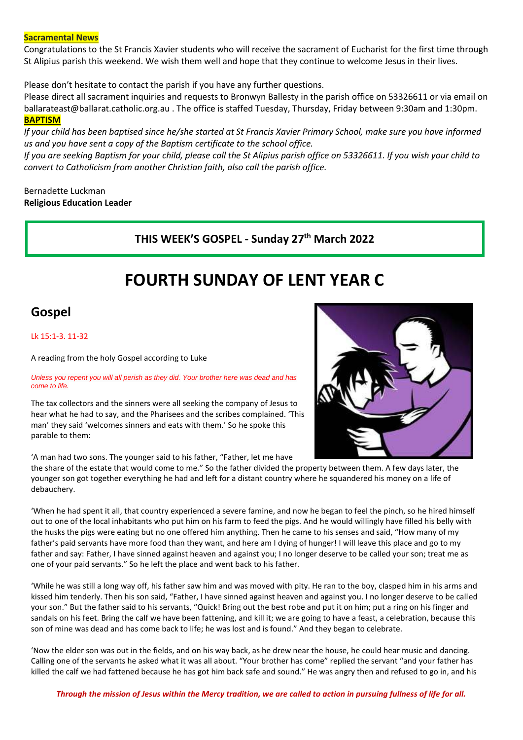**Sacramental News**

Congratulations to the St Francis Xavier students who will receive the sacrament of Eucharist for the first time through St Alipius parish this weekend. We wish them well and hope that they continue to welcome Jesus in their lives.

Please don't hesitate to contact the parish if you have any further questions.

Please direct all sacrament inquiries and requests to Bronwyn Ballesty in the parish office on 53326611 or via email on ballarateast@ballarat.catholic.org.au . The office is staffed Tuesday, Thursday, Friday between 9:30am and 1:30pm.

**BAPTISM**

*If your child has been baptised since he/she started at St Francis Xavier Primary School, make sure you have informed us and you have sent a copy of the Baptism certificate to the school office.*

*If you are seeking Baptism for your child, please call the St Alipius parish office on 53326611. If you wish your child to convert to Catholicism from another Christian faith, also call the parish office.*

Bernadette Luckman
**Religious Education Leader**

**THIS WEEK'S GOSPEL - Sunday 27th March 2022**

# FOURTH SUNDAY OF LENT YEAR C

## Gospel

Lk 15:1-3. 11-32

A reading from the holy Gospel according to Luke

*Unless you repent you will all perish as they did. Your brother here was dead and has come to life.*

The tax collectors and the sinners were all seeking the company of Jesus to hear what he had to say, and the Pharisees and the scribes complained. 'This man' they said 'welcomes sinners and eats with them.' So he spoke this parable to them:

'A man had two sons. The younger said to his father, "Father, let me have the share of the estate that would come to me." So the father divided the property between them. A few days later, the younger son got together everything he had and left for a distant country where he squandered his money on a life of debauchery.

'When he had spent it all, that country experienced a severe famine, and now he began to feel the pinch, so he hired himself out to one of the local inhabitants who put him on his farm to feed the pigs. And he would willingly have filled his belly with the husks the pigs were eating but no one offered him anything. Then he came to his senses and said, "How many of my father's paid servants have more food than they want, and here am I dying of hunger! I will leave this place and go to my father and say: Father, I have sinned against heaven and against you; I no longer deserve to be called your son; treat me as one of your paid servants." So he left the place and went back to his father.

'While he was still a long way off, his father saw him and was moved with pity. He ran to the boy, clasped him in his arms and kissed him tenderly. Then his son said, "Father, I have sinned against heaven and against you. I no longer deserve to be called your son." But the father said to his servants, "Quick! Bring out the best robe and put it on him; put a ring on his finger and sandals on his feet. Bring the calf we have been fattening, and kill it; we are going to have a feast, a celebration, because this son of mine was dead and has come back to life; he was lost and is found." And they began to celebrate.

'Now the elder son was out in the fields, and on his way back, as he drew near the house, he could hear music and dancing. Calling one of the servants he asked what it was all about. "Your brother has come" replied the servant "and your father has killed the calf we had fattened because he has got him back safe and sound." He was angry then and refused to go in, and his

***Through the mission of Jesus within the Mercy tradition, we are called to action in pursuing fullness of life for all.***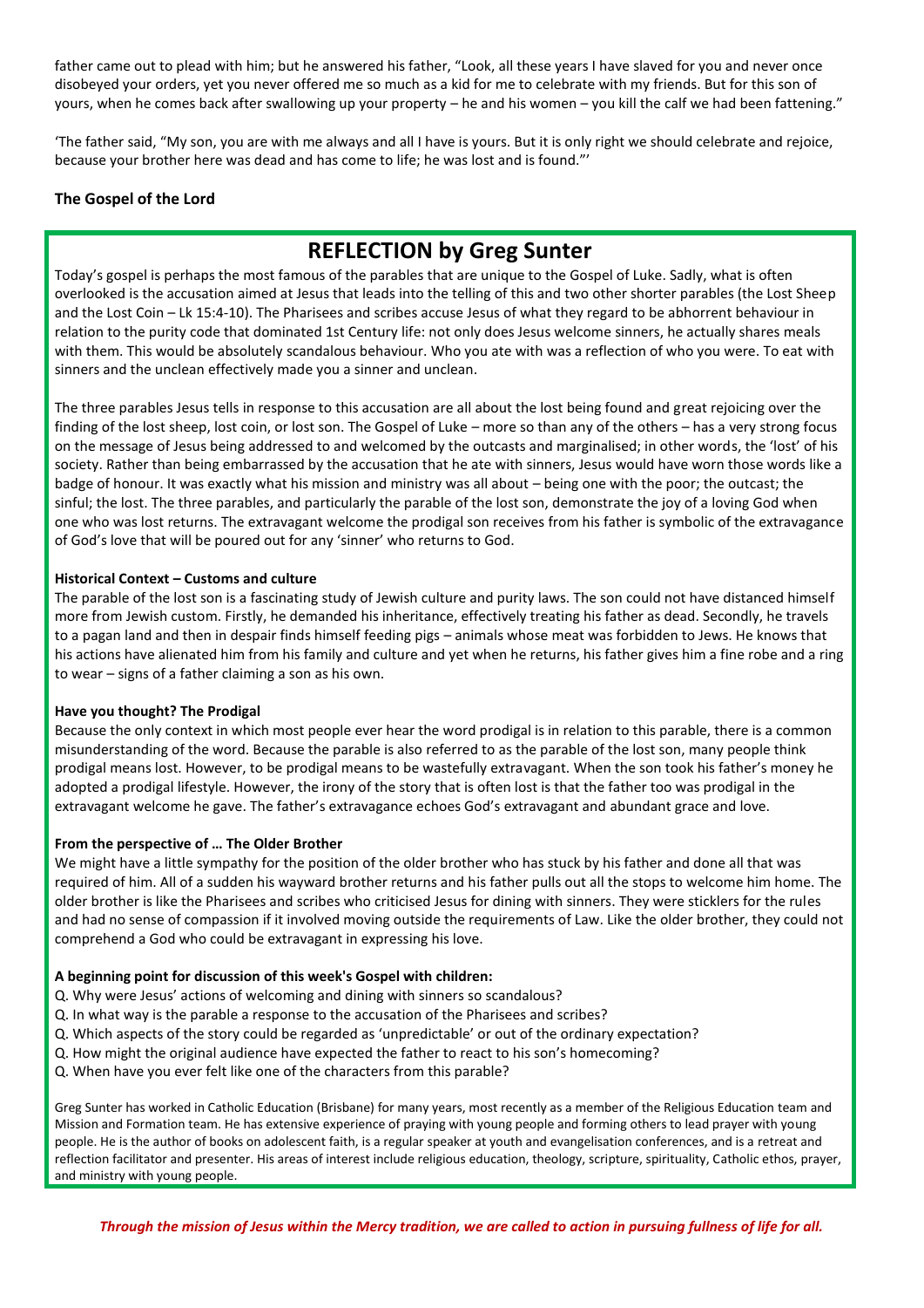father came out to plead with him; but he answered his father, "Look, all these years I have slaved for you and never once disobeyed your orders, yet you never offered me so much as a kid for me to celebrate with my friends. But for this son of yours, when he comes back after swallowing up your property – he and his women – you kill the calf we had been fattening."

'The father said, "My son, you are with me always and all I have is yours. But it is only right we should celebrate and rejoice, because your brother here was dead and has come to life; he was lost and is found."'

**The Gospel of the Lord**

## REFLECTION by Greg Sunter

Today's gospel is perhaps the most famous of the parables that are unique to the Gospel of Luke. Sadly, what is often overlooked is the accusation aimed at Jesus that leads into the telling of this and two other shorter parables (the Lost Sheep and the Lost Coin – Lk 15:4-10). The Pharisees and scribes accuse Jesus of what they regard to be abhorrent behaviour in relation to the purity code that dominated 1st Century life: not only does Jesus welcome sinners, he actually shares meals with them. This would be absolutely scandalous behaviour. Who you ate with was a reflection of who you were. To eat with sinners and the unclean effectively made you a sinner and unclean.

The three parables Jesus tells in response to this accusation are all about the lost being found and great rejoicing over the finding of the lost sheep, lost coin, or lost son. The Gospel of Luke – more so than any of the others – has a very strong focus on the message of Jesus being addressed to and welcomed by the outcasts and marginalised; in other words, the 'lost' of his society. Rather than being embarrassed by the accusation that he ate with sinners, Jesus would have worn those words like a badge of honour. It was exactly what his mission and ministry was all about – being one with the poor; the outcast; the sinful; the lost. The three parables, and particularly the parable of the lost son, demonstrate the joy of a loving God when one who was lost returns. The extravagant welcome the prodigal son receives from his father is symbolic of the extravagance of God's love that will be poured out for any 'sinner' who returns to God.

**Historical Context – Customs and culture**

The parable of the lost son is a fascinating study of Jewish culture and purity laws. The son could not have distanced himself more from Jewish custom. Firstly, he demanded his inheritance, effectively treating his father as dead. Secondly, he travels to a pagan land and then in despair finds himself feeding pigs – animals whose meat was forbidden to Jews. He knows that his actions have alienated him from his family and culture and yet when he returns, his father gives him a fine robe and a ring to wear – signs of a father claiming a son as his own.

**Have you thought? The Prodigal**

Because the only context in which most people ever hear the word prodigal is in relation to this parable, there is a common misunderstanding of the word. Because the parable is also referred to as the parable of the lost son, many people think prodigal means lost. However, to be prodigal means to be wastefully extravagant. When the son took his father's money he adopted a prodigal lifestyle. However, the irony of the story that is often lost is that the father too was prodigal in the extravagant welcome he gave. The father's extravagance echoes God's extravagant and abundant grace and love.

**From the perspective of … The Older Brother**

We might have a little sympathy for the position of the older brother who has stuck by his father and done all that was required of him. All of a sudden his wayward brother returns and his father pulls out all the stops to welcome him home. The older brother is like the Pharisees and scribes who criticised Jesus for dining with sinners. They were sticklers for the rules and had no sense of compassion if it involved moving outside the requirements of Law. Like the older brother, they could not comprehend a God who could be extravagant in expressing his love.

**A beginning point for discussion of this week's Gospel with children:**

- Q. Why were Jesus' actions of welcoming and dining with sinners so scandalous?
- Q. In what way is the parable a response to the accusation of the Pharisees and scribes?
- Q. Which aspects of the story could be regarded as 'unpredictable' or out of the ordinary expectation?
- Q. How might the original audience have expected the father to react to his son's homecoming?
- Q. When have you ever felt like one of the characters from this parable?

Greg Sunter has worked in Catholic Education (Brisbane) for many years, most recently as a member of the Religious Education team and Mission and Formation team. He has extensive experience of praying with young people and forming others to lead prayer with young people. He is the author of books on adolescent faith, is a regular speaker at youth and evangelisation conferences, and is a retreat and reflection facilitator and presenter. His areas of interest include religious education, theology, scripture, spirituality, Catholic ethos, prayer, and ministry with young people.

***Through the mission of Jesus within the Mercy tradition, we are called to action in pursuing fullness of life for all.***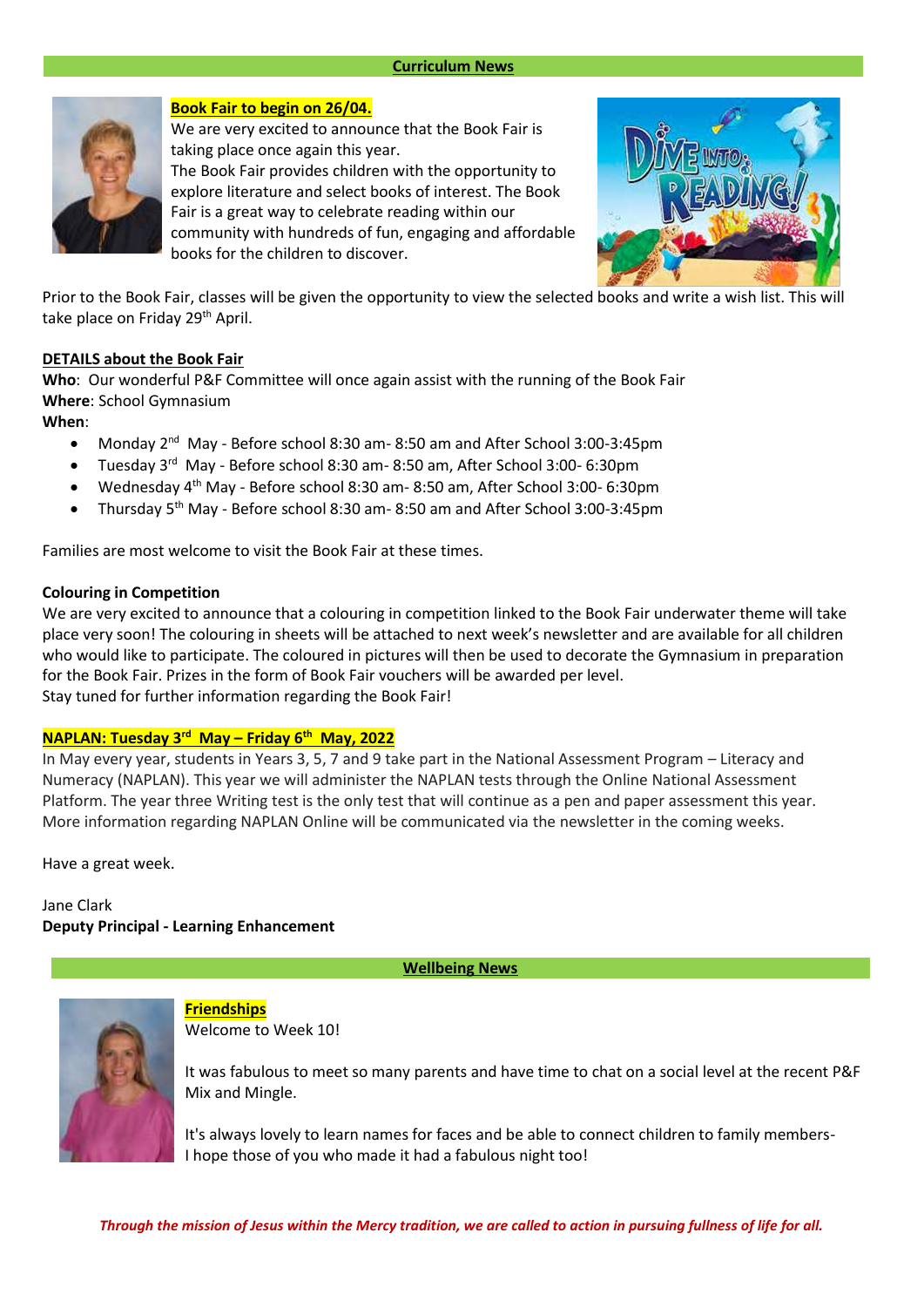## Curriculum News

**Book Fair to begin on 26/04.**

We are very excited to announce that the Book Fair is taking place once again this year.

The Book Fair provides children with the opportunity to explore literature and select books of interest. The Book Fair is a great way to celebrate reading within our community with hundreds of fun, engaging and affordable books for the children to discover.

Prior to the Book Fair, classes will be given the opportunity to view the selected books and write a wish list. This will take place on Friday 29th April.

**DETAILS about the Book Fair**

**Who**: Our wonderful P&F Committee will once again assist with the running of the Book Fair

**Where**: School Gymnasium

**When**:

- Monday 2nd May - Before school 8:30 am- 8:50 am and After School 3:00-3:45pm
- Tuesday 3rd May - Before school 8:30 am- 8:50 am, After School 3:00- 6:30pm
- Wednesday 4th May - Before school 8:30 am- 8:50 am, After School 3:00- 6:30pm
- Thursday 5th May - Before school 8:30 am- 8:50 am and After School 3:00-3:45pm

Families are most welcome to visit the Book Fair at these times.

**Colouring in Competition**

We are very excited to announce that a colouring in competition linked to the Book Fair underwater theme will take place very soon! The colouring in sheets will be attached to next week's newsletter and are available for all children who would like to participate. The coloured in pictures will then be used to decorate the Gymnasium in preparation for the Book Fair. Prizes in the form of Book Fair vouchers will be awarded per level.

Stay tuned for further information regarding the Book Fair!

**NAPLAN: Tuesday 3rd May – Friday 6th May, 2022**

In May every year, students in Years 3, 5, 7 and 9 take part in the National Assessment Program – Literacy and Numeracy (NAPLAN). This year we will administer the NAPLAN tests through the Online National Assessment Platform. The year three Writing test is the only test that will continue as a pen and paper assessment this year. More information regarding NAPLAN Online will be communicated via the newsletter in the coming weeks.

Have a great week.

Jane Clark

**Deputy Principal - Learning Enhancement**

## Wellbeing News

**Friendships**

Welcome to Week 10!

It was fabulous to meet so many parents and have time to chat on a social level at the recent P&F Mix and Mingle.

It's always lovely to learn names for faces and be able to connect children to family members- I hope those of you who made it had a fabulous night too!

***Through the mission of Jesus within the Mercy tradition, we are called to action in pursuing fullness of life for all.***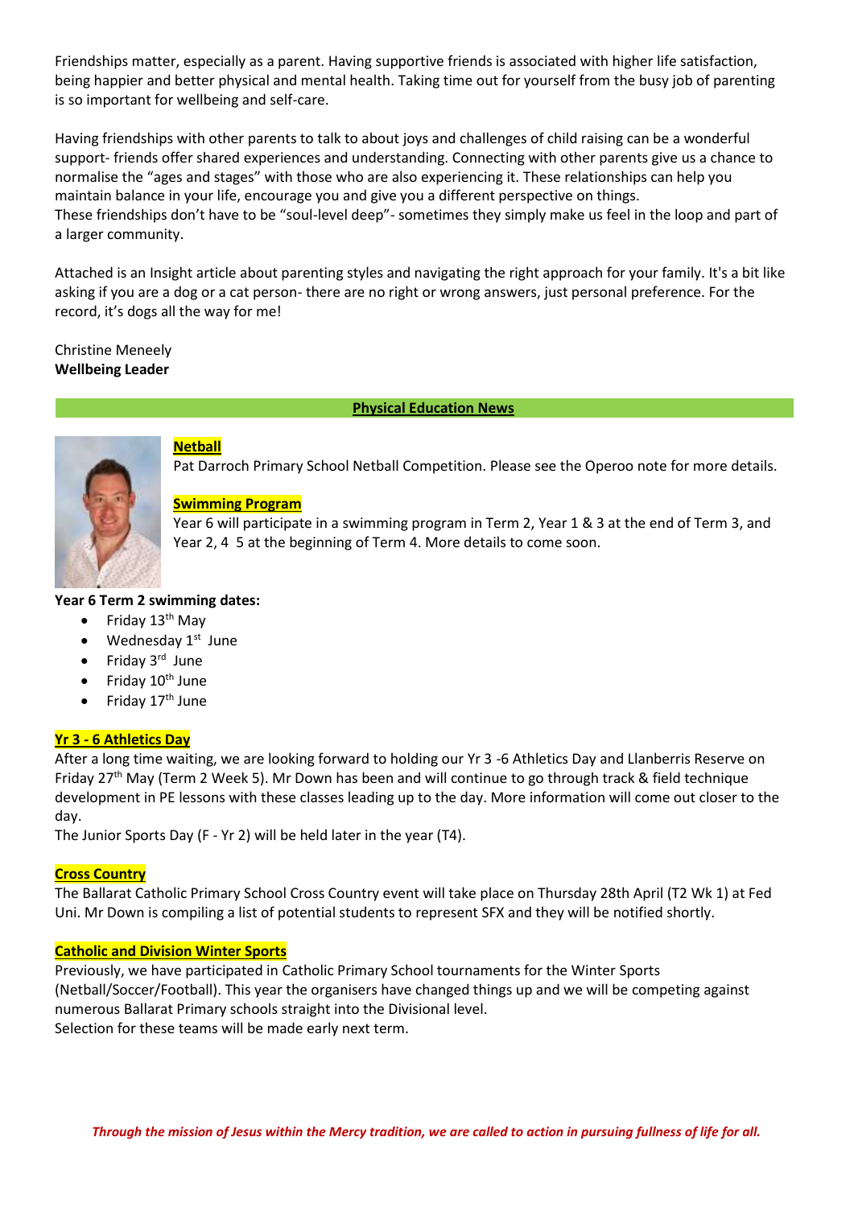Friendships matter, especially as a parent. Having supportive friends is associated with higher life satisfaction, being happier and better physical and mental health. Taking time out for yourself from the busy job of parenting is so important for wellbeing and self-care.

Having friendships with other parents to talk to about joys and challenges of child raising can be a wonderful support- friends offer shared experiences and understanding. Connecting with other parents give us a chance to normalise the "ages and stages" with those who are also experiencing it. These relationships can help you maintain balance in your life, encourage you and give you a different perspective on things.
These friendships don't have to be "soul-level deep"- sometimes they simply make us feel in the loop and part of a larger community.

Attached is an Insight article about parenting styles and navigating the right approach for your family. It's a bit like asking if you are a dog or a cat person- there are no right or wrong answers, just personal preference. For the record, it's dogs all the way for me!

Christine Meneely
**Wellbeing Leader**

## Physical Education News

### Netball

Pat Darroch Primary School Netball Competition. Please see the Operoo note for more details.

### Swimming Program

Year 6 will participate in a swimming program in Term 2, Year 1 & 3 at the end of Term 3, and Year 2, 4 5 at the beginning of Term 4. More details to come soon.

**Year 6 Term 2 swimming dates:**

- Friday 13th May
- Wednesday 1st June
- Friday 3rd June
- Friday 10th June
- Friday 17th June

### Yr 3 - 6 Athletics Day

After a long time waiting, we are looking forward to holding our Yr 3 -6 Athletics Day and Llanberris Reserve on Friday 27th May (Term 2 Week 5). Mr Down has been and will continue to go through track & field technique development in PE lessons with these classes leading up to the day. More information will come out closer to the day.
The Junior Sports Day (F - Yr 2) will be held later in the year (T4).

### Cross Country

The Ballarat Catholic Primary School Cross Country event will take place on Thursday 28th April (T2 Wk 1) at Fed Uni. Mr Down is compiling a list of potential students to represent SFX and they will be notified shortly.

### Catholic and Division Winter Sports

Previously, we have participated in Catholic Primary School tournaments for the Winter Sports (Netball/Soccer/Football). This year the organisers have changed things up and we will be competing against numerous Ballarat Primary schools straight into the Divisional level.
Selection for these teams will be made early next term.

***Through the mission of Jesus within the Mercy tradition, we are called to action in pursuing fullness of life for all.***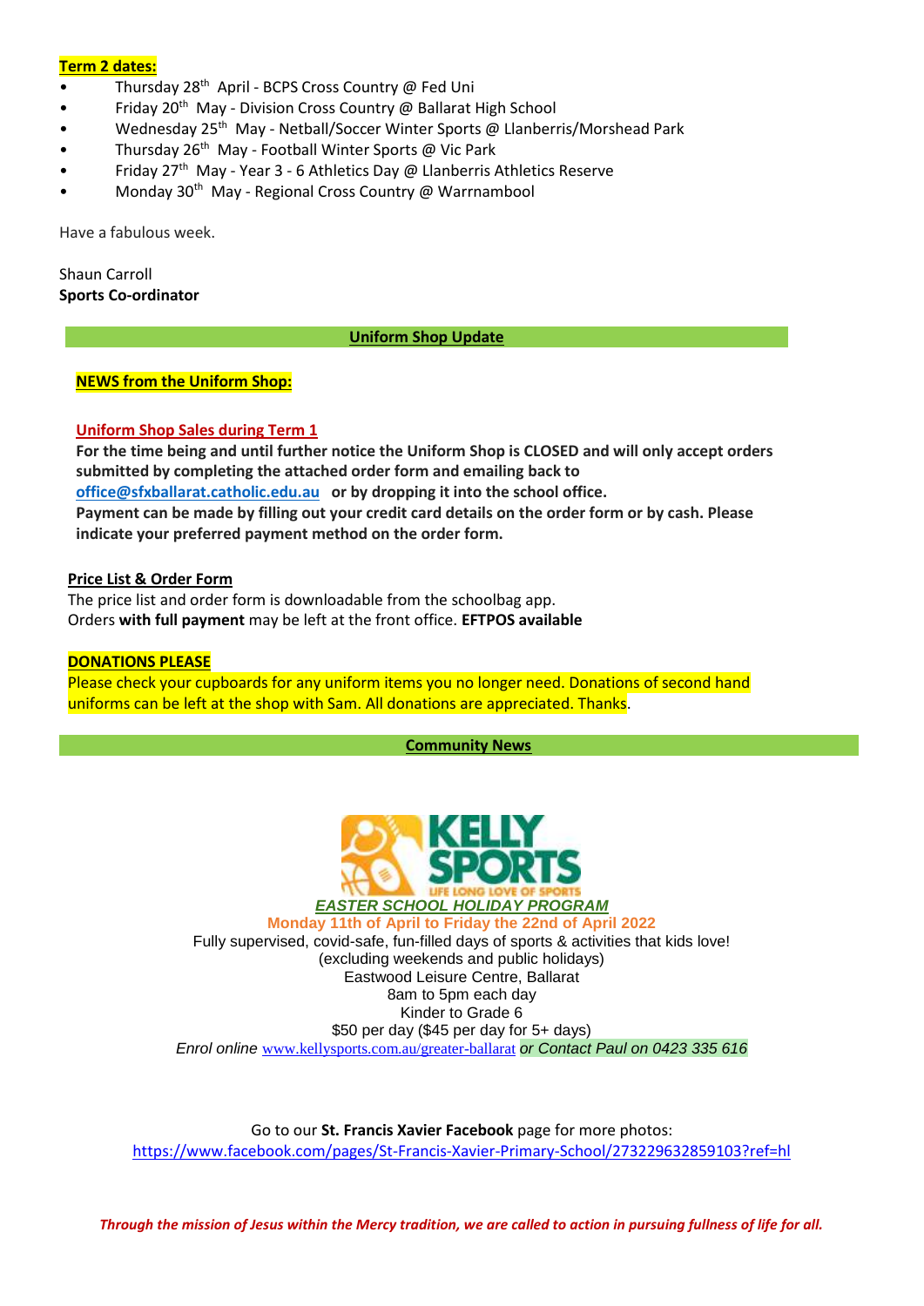**Term 2 dates:**

- Thursday 28th April - BCPS Cross Country @ Fed Uni
- Friday 20th May - Division Cross Country @ Ballarat High School
- Wednesday 25th May - Netball/Soccer Winter Sports @ Llanberris/Morshead Park
- Thursday 26th May - Football Winter Sports @ Vic Park
- Friday 27th May - Year 3 - 6 Athletics Day @ Llanberris Athletics Reserve
- Monday 30th May - Regional Cross Country @ Warrnambool

Have a fabulous week.

Shaun Carroll
**Sports Co-ordinator**

## Uniform Shop Update

**NEWS from the Uniform Shop:**

**Uniform Shop Sales during Term 1**

**For the time being and until further notice the Uniform Shop is CLOSED and will only accept orders submitted by completing the attached order form and emailing back to office@sfxballarat.catholic.edu.au or by dropping it into the school office.**
**Payment can be made by filling out your credit card details on the order form or by cash. Please indicate your preferred payment method on the order form.**

**Price List & Order Form**
The price list and order form is downloadable from the schoolbag app.
Orders **with full payment** may be left at the front office. **EFTPOS available**

**DONATIONS PLEASE**
Please check your cupboards for any uniform items you no longer need. Donations of second hand uniforms can be left at the shop with Sam. All donations are appreciated. Thanks.

## Community News

KELLY SPORTS
LIFE LONG LOVE OF SPORTS

***EASTER SCHOOL HOLIDAY PROGRAM***

**Monday 11th of April to Friday the 22nd of April 2022**

Fully supervised, covid-safe, fun-filled days of sports & activities that kids love!
(excluding weekends and public holidays)
Eastwood Leisure Centre, Ballarat
8am to 5pm each day
Kinder to Grade 6
$50 per day ($45 per day for 5+ days)
*Enrol online* www.kellysports.com.au/greater-ballarat *or Contact Paul on 0423 335 616*

Go to our **St. Francis Xavier Facebook** page for more photos:
https://www.facebook.com/pages/St-Francis-Xavier-Primary-School/273229632859103?ref=hl

***Through the mission of Jesus within the Mercy tradition, we are called to action in pursuing fullness of life for all.***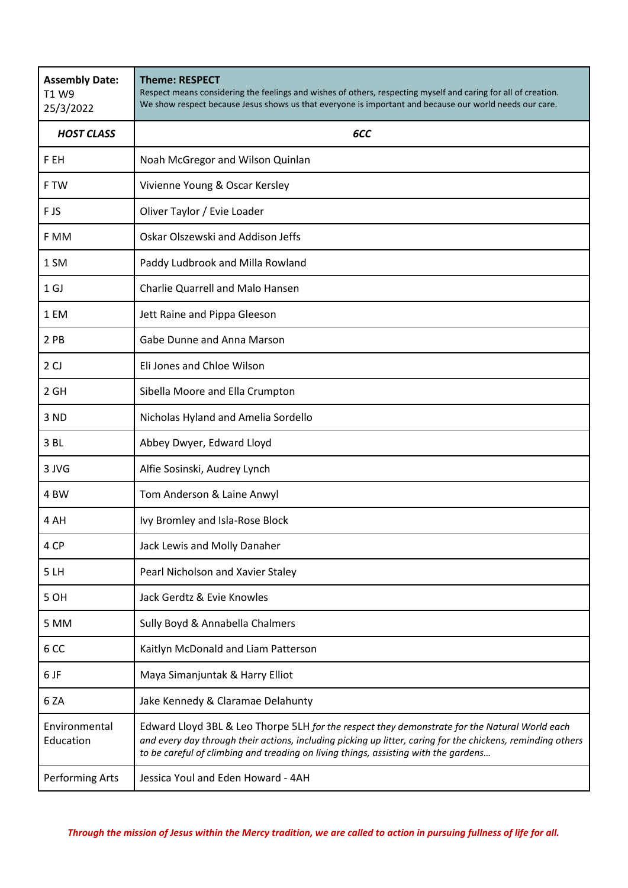| **Assembly Date:** T1 W9 25/3/2022 | **Theme: RESPECT** Respect means considering the feelings and wishes of others, respecting myself and caring for all of creation. We show respect because Jesus shows us that everyone is important and because our world needs our care. |
|---|---|
| ***HOST CLASS*** | ***6CC*** |
| F EH | Noah McGregor and Wilson Quinlan |
| F TW | Vivienne Young & Oscar Kersley |
| F JS | Oliver Taylor / Evie Loader |
| F MM | Oskar Olszewski and Addison Jeffs |
| 1 SM | Paddy Ludbrook and Milla Rowland |
| 1 GJ | Charlie Quarrell and Malo Hansen |
| 1 EM | Jett Raine and Pippa Gleeson |
| 2 PB | Gabe Dunne and Anna Marson |
| 2 CJ | Eli Jones and Chloe Wilson |
| 2 GH | Sibella Moore and Ella Crumpton |
| 3 ND | Nicholas Hyland and Amelia Sordello |
| 3 BL | Abbey Dwyer, Edward Lloyd |
| 3 JVG | Alfie Sosinski, Audrey Lynch |
| 4 BW | Tom Anderson & Laine Anwyl |
| 4 AH | Ivy Bromley and Isla-Rose Block |
| 4 CP | Jack Lewis and Molly Danaher |
| 5 LH | Pearl Nicholson and Xavier Staley |
| 5 OH | Jack Gerdtz & Evie Knowles |
| 5 MM | Sully Boyd & Annabella Chalmers |
| 6 CC | Kaitlyn McDonald and Liam Patterson |
| 6 JF | Maya Simanjuntak & Harry Elliot |
| 6 ZA | Jake Kennedy & Claramae Delahunty |
| Environmental Education | Edward Lloyd 3BL & Leo Thorpe 5LH *for the respect they demonstrate for the Natural World each and every day through their actions, including picking up litter, caring for the chickens, reminding others to be careful of climbing and treading on living things, assisting with the gardens…* |
| Performing Arts | Jessica Youl and Eden Howard - 4AH |

***Through the mission of Jesus within the Mercy tradition, we are called to action in pursuing fullness of life for all.***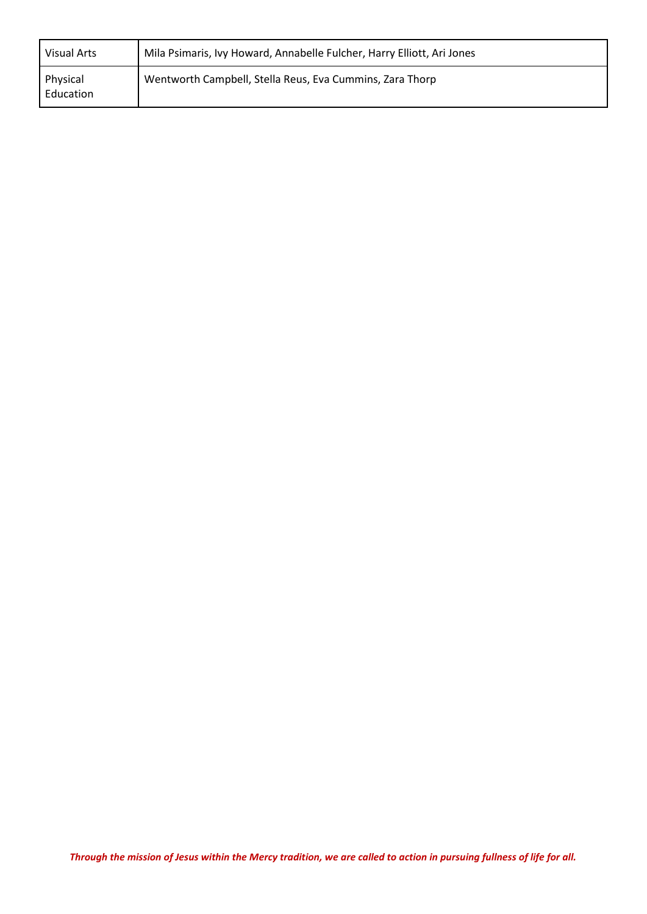| | |
|---|---|
| Visual Arts | Mila Psimaris, Ivy Howard, Annabelle Fulcher, Harry Elliott, Ari Jones |
| Physical Education | Wentworth Campbell, Stella Reus, Eva Cummins, Zara Thorp |